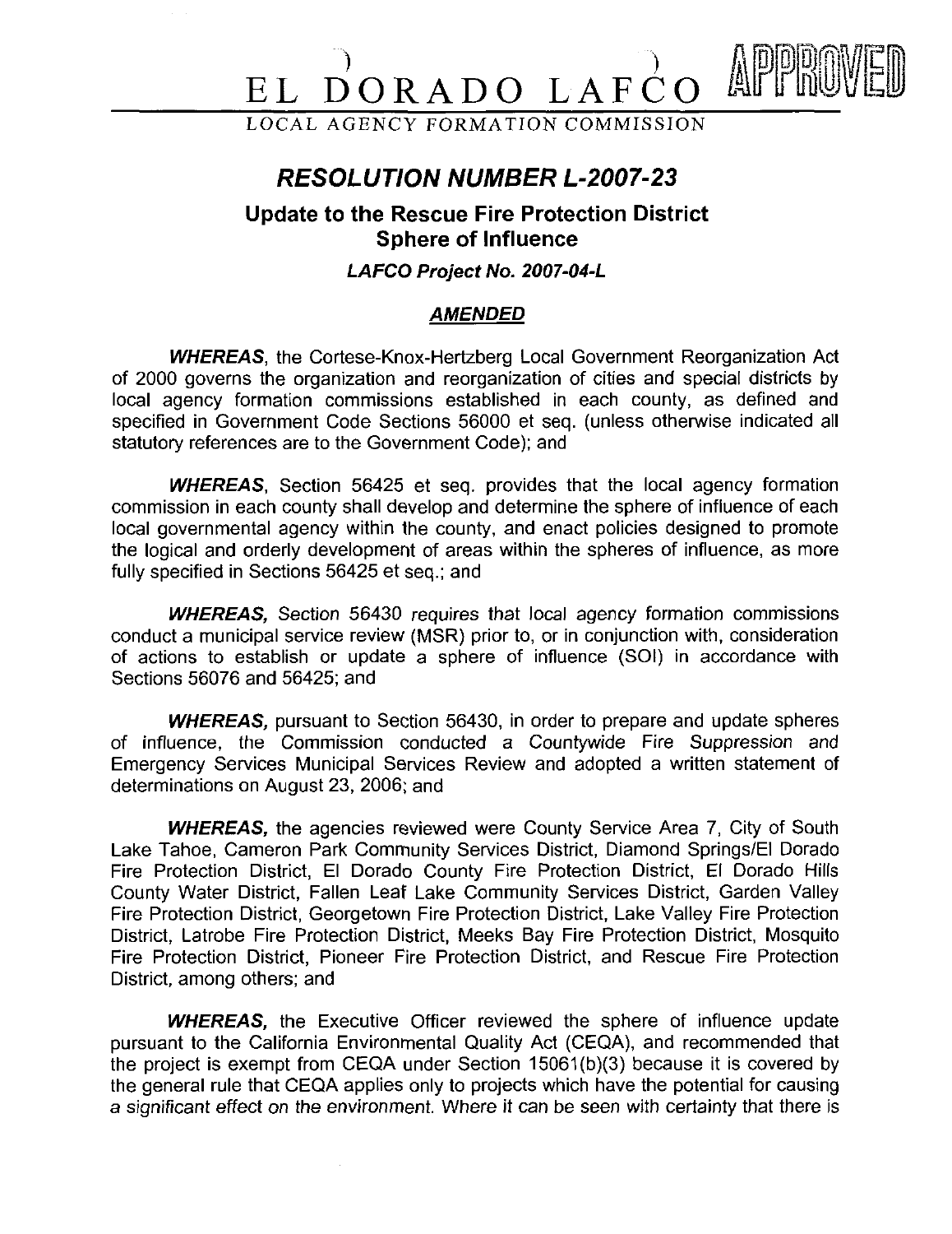# EL DORADO LAFCO

LOCAL AGENCY FORMATION COMMISSION

APPROVED

## *RESOLUTION NUMBER L-2007-23*

### Update to the Rescue Fire Protection District Sphere of Influence

***LAFCO Project No. 2007-04-L***

***AMENDED***

***WHEREAS***, the Cortese-Knox-Hertzberg Local Government Reorganization Act of 2000 governs the organization and reorganization of cities and special districts by local agency formation commissions established in each county, as defined and specified in Government Code Sections 56000 et seq. (unless otherwise indicated all statutory references are to the Government Code); and

***WHEREAS***, Section 56425 et seq. provides that the local agency formation commission in each county shall develop and determine the sphere of influence of each local governmental agency within the county, and enact policies designed to promote the logical and orderly development of areas within the spheres of influence, as more fully specified in Sections 56425 et seq.; and

***WHEREAS,*** Section 56430 requires that local agency formation commissions conduct a municipal service review (MSR) prior to, or in conjunction with, consideration of actions to establish or update a sphere of influence (SOI) in accordance with Sections 56076 and 56425; and

***WHEREAS,*** pursuant to Section 56430, in order to prepare and update spheres of influence, the Commission conducted a Countywide Fire Suppression and Emergency Services Municipal Services Review and adopted a written statement of determinations on August 23, 2006; and

***WHEREAS,*** the agencies reviewed were County Service Area 7, City of South Lake Tahoe, Cameron Park Community Services District, Diamond Springs/El Dorado Fire Protection District, El Dorado County Fire Protection District, El Dorado Hills County Water District, Fallen Leaf Lake Community Services District, Garden Valley Fire Protection District, Georgetown Fire Protection District, Lake Valley Fire Protection District, Latrobe Fire Protection District, Meeks Bay Fire Protection District, Mosquito Fire Protection District, Pioneer Fire Protection District, and Rescue Fire Protection District, among others; and

***WHEREAS,*** the Executive Officer reviewed the sphere of influence update pursuant to the California Environmental Quality Act (CEQA), and recommended that the project is exempt from CEQA under Section 15061(b)(3) because it is covered by the general rule that CEQA applies only to projects which have the potential for causing a significant effect on the environment. Where it can be seen with certainty that there is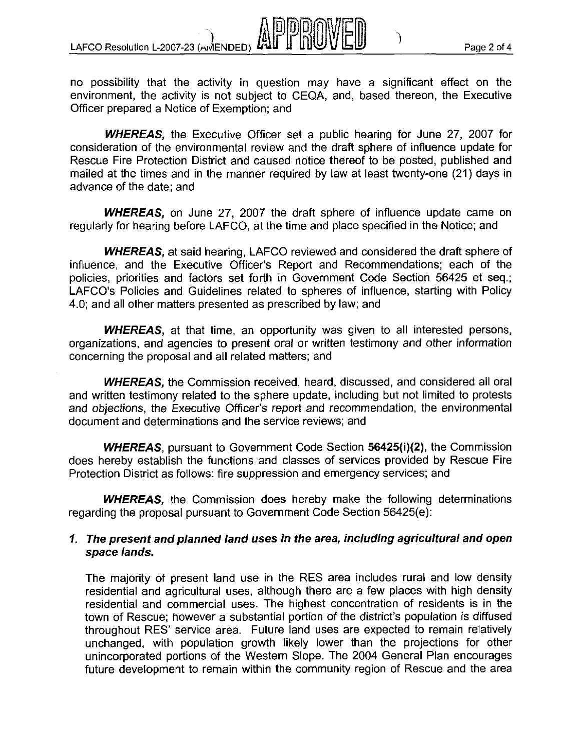no possibility that the activity in question may have a significant effect on the environment, the activity is not subject to CEQA, and, based thereon, the Executive Officer prepared a Notice of Exemption; and

***WHEREAS,*** the Executive Officer set a public hearing for June 27, 2007 for consideration of the environmental review and the draft sphere of influence update for Rescue Fire Protection District and caused notice thereof to be posted, published and mailed at the times and in the manner required by law at least twenty-one (21) days in advance of the date; and

***WHEREAS,*** on June 27, 2007 the draft sphere of influence update came on regularly for hearing before LAFCO, at the time and place specified in the Notice; and

***WHEREAS,*** at said hearing, LAFCO reviewed and considered the draft sphere of influence, and the Executive Officer's Report and Recommendations; each of the policies, priorities and factors set forth in Government Code Section 56425 et seq.; LAFCO's Policies and Guidelines related to spheres of influence, starting with Policy 4.0; and all other matters presented as prescribed by law; and

***WHEREAS,*** at that time, an opportunity was given to all interested persons, organizations, and agencies to present oral or written testimony and other information concerning the proposal and all related matters; and

***WHEREAS,*** the Commission received, heard, discussed, and considered all oral and written testimony related to the sphere update, including but not limited to protests and objections, the Executive Officer's report and recommendation, the environmental document and determinations and the service reviews; and

***WHEREAS,*** pursuant to Government Code Section **56425(i)(2)**, the Commission does hereby establish the functions and classes of services provided by Rescue Fire Protection District as follows: fire suppression and emergency services; and

***WHEREAS,*** the Commission does hereby make the following determinations regarding the proposal pursuant to Government Code Section 56425(e):

***1. The present and planned land uses in the area, including agricultural and open space lands.***

The majority of present land use in the RES area includes rural and low density residential and agricultural uses, although there are a few places with high density residential and commercial uses. The highest concentration of residents is in the town of Rescue; however a substantial portion of the district's population is diffused throughout RES' service area. Future land uses are expected to remain relatively unchanged, with population growth likely lower than the projections for other unincorporated portions of the Western Slope. The 2004 General Plan encourages future development to remain within the community region of Rescue and the area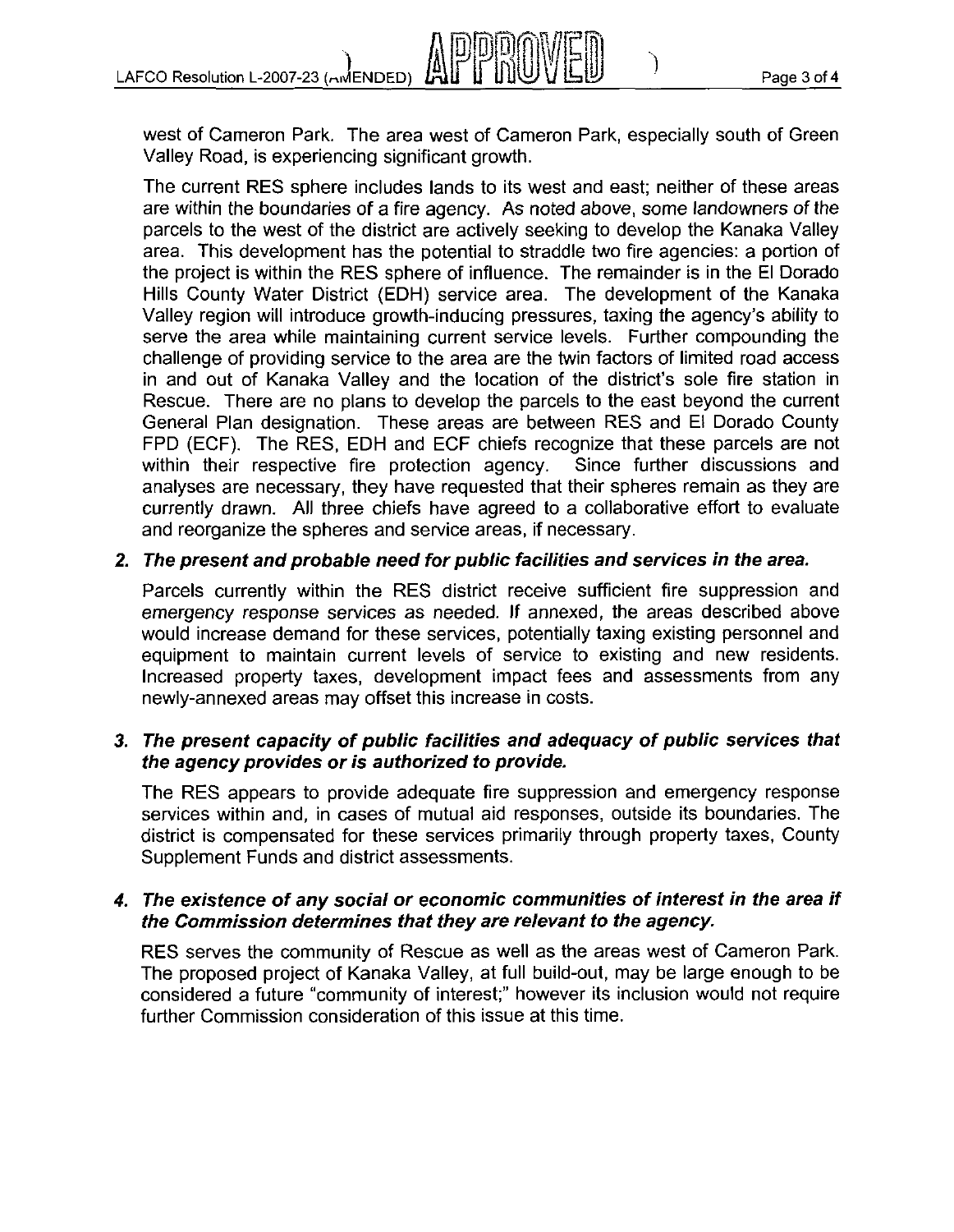west of Cameron Park. The area west of Cameron Park, especially south of Green Valley Road, is experiencing significant growth.

The current RES sphere includes lands to its west and east; neither of these areas are within the boundaries of a fire agency. As noted above, some landowners of the parcels to the west of the district are actively seeking to develop the Kanaka Valley area. This development has the potential to straddle two fire agencies: a portion of the project is within the RES sphere of influence. The remainder is in the El Dorado Hills County Water District (EDH) service area. The development of the Kanaka Valley region will introduce growth-inducing pressures, taxing the agency's ability to serve the area while maintaining current service levels. Further compounding the challenge of providing service to the area are the twin factors of limited road access in and out of Kanaka Valley and the location of the district's sole fire station in Rescue. There are no plans to develop the parcels to the east beyond the current General Plan designation. These areas are between RES and El Dorado County FPD (ECF). The RES, EDH and ECF chiefs recognize that these parcels are not within their respective fire protection agency. Since further discussions and analyses are necessary, they have requested that their spheres remain as they are currently drawn. All three chiefs have agreed to a collaborative effort to evaluate and reorganize the spheres and service areas, if necessary.

2. ***The present and probable need for public facilities and services in the area.***

   Parcels currently within the RES district receive sufficient fire suppression and emergency response services as needed. If annexed, the areas described above would increase demand for these services, potentially taxing existing personnel and equipment to maintain current levels of service to existing and new residents. Increased property taxes, development impact fees and assessments from any newly-annexed areas may offset this increase in costs.

3. ***The present capacity of public facilities and adequacy of public services that the agency provides or is authorized to provide.***

   The RES appears to provide adequate fire suppression and emergency response services within and, in cases of mutual aid responses, outside its boundaries. The district is compensated for these services primarily through property taxes, County Supplement Funds and district assessments.

4. ***The existence of any social or economic communities of interest in the area if the Commission determines that they are relevant to the agency.***

   RES serves the community of Rescue as well as the areas west of Cameron Park. The proposed project of Kanaka Valley, at full build-out, may be large enough to be considered a future "community of interest;" however its inclusion would not require further Commission consideration of this issue at this time.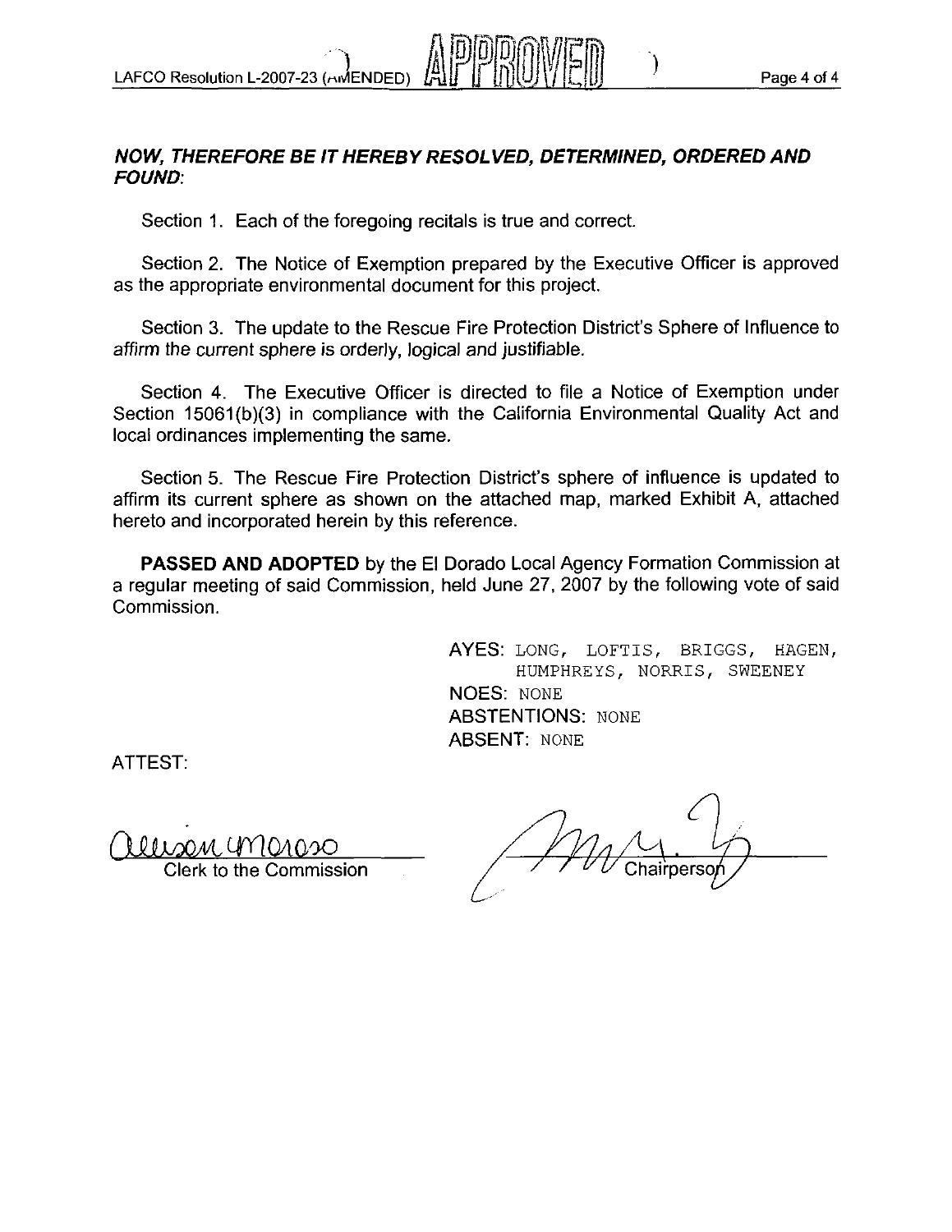***NOW, THEREFORE BE IT HEREBY RESOLVED, DETERMINED, ORDERED AND FOUND*:**

Section 1. Each of the foregoing recitals is true and correct.

Section 2. The Notice of Exemption prepared by the Executive Officer is approved as the appropriate environmental document for this project.

Section 3. The update to the Rescue Fire Protection District's Sphere of Influence to affirm the current sphere is orderly, logical and justifiable.

Section 4. The Executive Officer is directed to file a Notice of Exemption under Section 15061(b)(3) in compliance with the California Environmental Quality Act and local ordinances implementing the same.

Section 5. The Rescue Fire Protection District's sphere of influence is updated to affirm its current sphere as shown on the attached map, marked Exhibit A, attached hereto and incorporated herein by this reference.

**PASSED AND ADOPTED** by the El Dorado Local Agency Formation Commission at a regular meeting of said Commission, held June 27, 2007 by the following vote of said Commission.

AYES: LONG, LOFTIS, BRIGGS, HAGEN, HUMPHREYS, NORRIS, SWEENEY
NOES: NONE
ABSTENTIONS: NONE
ABSENT: NONE

ATTEST:

Allison Moroso
Clerk to the Commission

Chairperson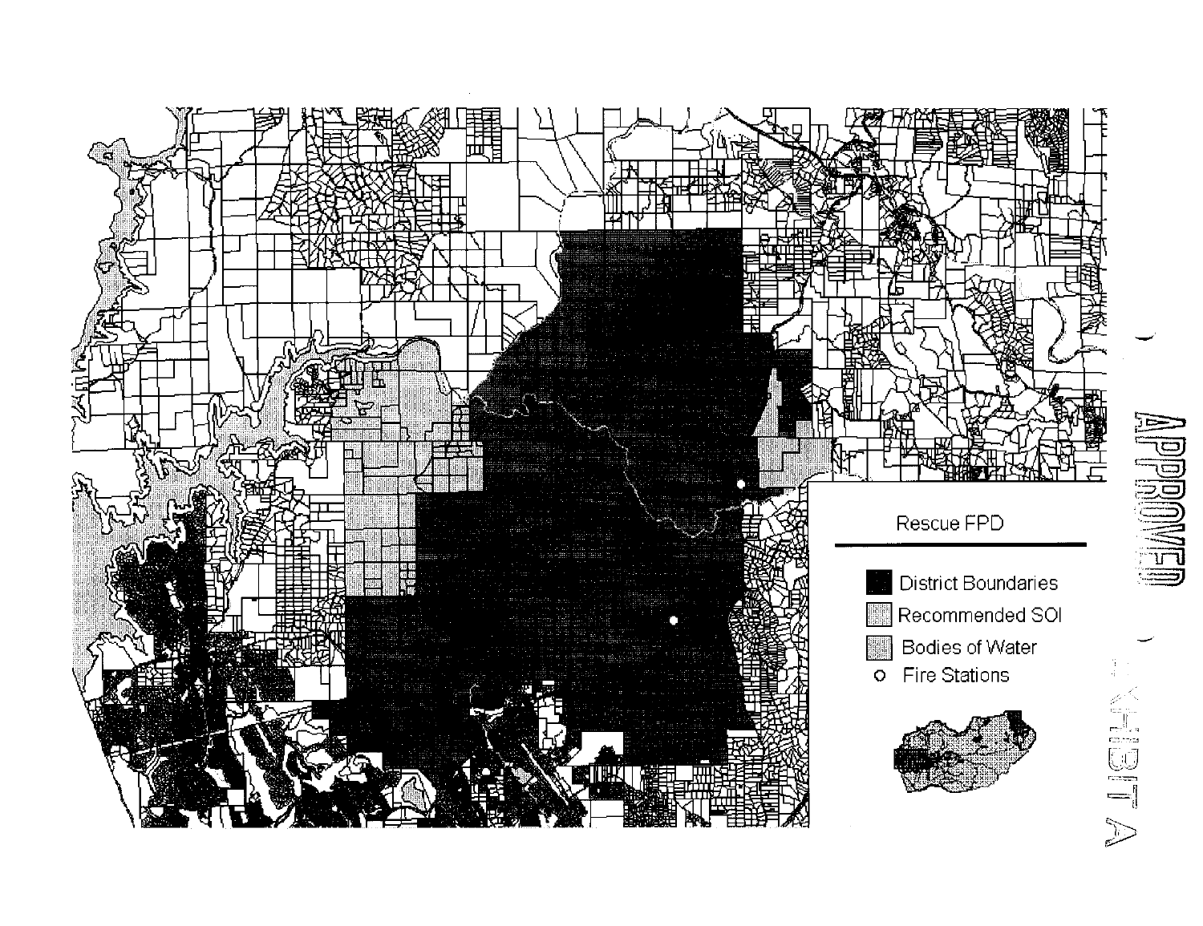Rescue FPD

- District Boundaries
- Recommended SOI
- Bodies of Water
- Fire Stations

APPROVED

EXHIBIT A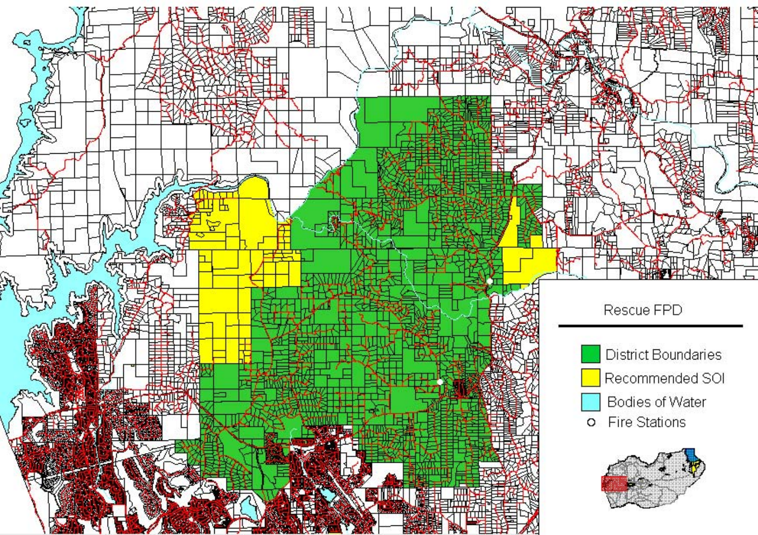Rescue FPD

District Boundaries

Recommended SOI

Bodies of Water

Fire Stations